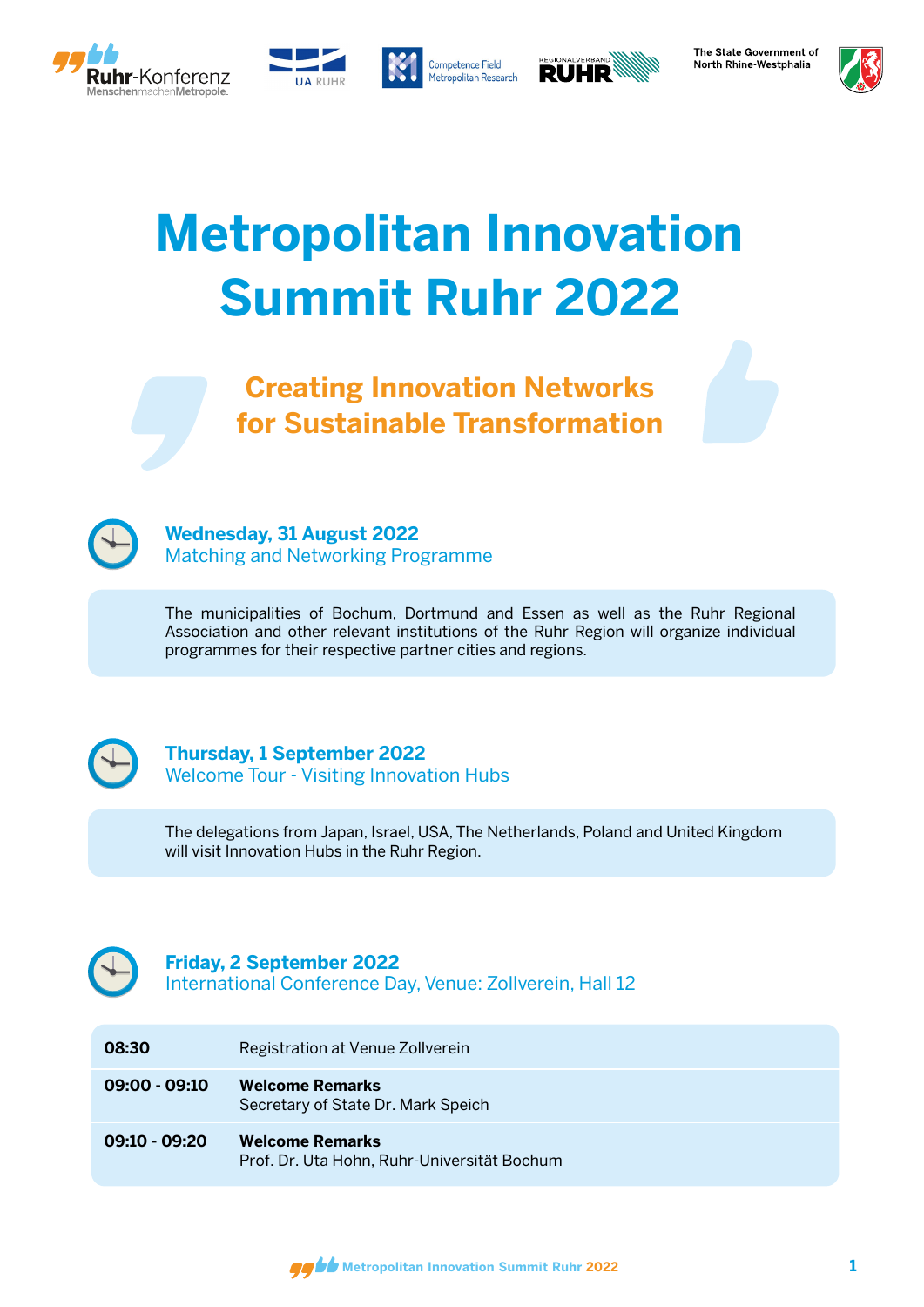Ruhr-Konferenz MenschenmachenMetropole. | UA RUHR | Competence Field Metropolitan Research | REGIONALVERBAND RUHR | The State Government of North Rhine-Westphalia

# Metropolitan Innovation Summit Ruhr 2022

## Creating Innovation Networks for Sustainable Transformation

### Wednesday, 31 August 2022
Matching and Networking Programme

The municipalities of Bochum, Dortmund and Essen as well as the Ruhr Regional Association and other relevant institutions of the Ruhr Region will organize individual programmes for their respective partner cities and regions.

### Thursday, 1 September 2022
Welcome Tour - Visiting Innovation Hubs

The delegations from Japan, Israel, USA, The Netherlands, Poland and United Kingdom will visit Innovation Hubs in the Ruhr Region.

### Friday, 2 September 2022
International Conference Day, Venue: Zollverein, Hall 12

| | |
|---|---|
| **08:30** | Registration at Venue Zollverein |
| **09:00 - 09:10** | **Welcome Remarks**<br>Secretary of State Dr. Mark Speich |
| **09:10 - 09:20** | **Welcome Remarks**<br>Prof. Dr. Uta Hohn, Ruhr-Universität Bochum |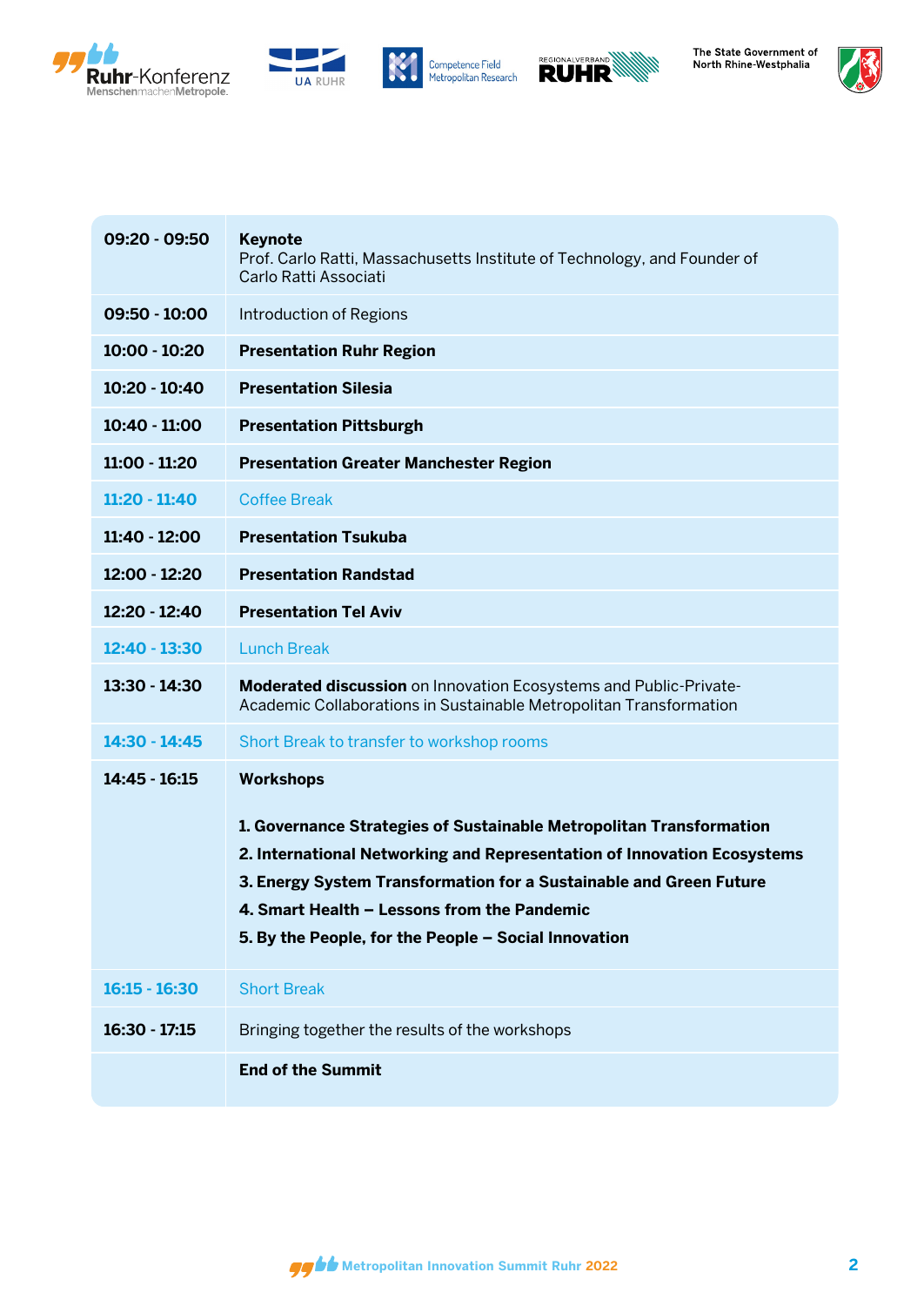| | |
|---|---|
| **09:20 - 09:50** | **Keynote**<br>Prof. Carlo Ratti, Massachusetts Institute of Technology, and Founder of Carlo Ratti Associati |
| **09:50 - 10:00** | Introduction of Regions |
| **10:00 - 10:20** | **Presentation Ruhr Region** |
| **10:20 - 10:40** | **Presentation Silesia** |
| **10:40 - 11:00** | **Presentation Pittsburgh** |
| **11:00 - 11:20** | **Presentation Greater Manchester Region** |
| **11:20 - 11:40** | Coffee Break |
| **11:40 - 12:00** | **Presentation Tsukuba** |
| **12:00 - 12:20** | **Presentation Randstad** |
| **12:20 - 12:40** | **Presentation Tel Aviv** |
| **12:40 - 13:30** | Lunch Break |
| **13:30 - 14:30** | **Moderated discussion** on Innovation Ecosystems and Public-Private-Academic Collaborations in Sustainable Metropolitan Transformation |
| **14:30 - 14:45** | Short Break to transfer to workshop rooms |
| **14:45 - 16:15** | **Workshops**<br><br>**1. Governance Strategies of Sustainable Metropolitan Transformation**<br>**2. International Networking and Representation of Innovation Ecosystems**<br>**3. Energy System Transformation for a Sustainable and Green Future**<br>**4. Smart Health – Lessons from the Pandemic**<br>**5. By the People, for the People – Social Innovation** |
| **16:15 - 16:30** | Short Break |
| **16:30 - 17:15** | Bringing together the results of the workshops |
| | **End of the Summit** |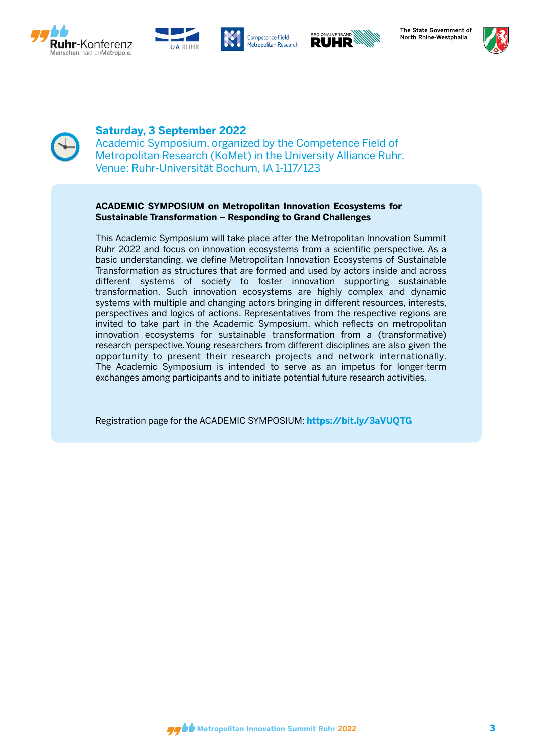The State Government of North Rhine-Westphalia

**Saturday, 3 September 2022**
Academic Symposium, organized by the Competence Field of Metropolitan Research (KoMet) in the University Alliance Ruhr,
Venue: Ruhr-Universität Bochum, IA 1-117/123

**ACADEMIC SYMPOSIUM on Metropolitan Innovation Ecosystems for Sustainable Transformation – Responding to Grand Challenges**

This Academic Symposium will take place after the Metropolitan Innovation Summit Ruhr 2022 and focus on innovation ecosystems from a scientific perspective. As a basic understanding, we define Metropolitan Innovation Ecosystems of Sustainable Transformation as structures that are formed and used by actors inside and across different systems of society to foster innovation supporting sustainable transformation. Such innovation ecosystems are highly complex and dynamic systems with multiple and changing actors bringing in different resources, interests, perspectives and logics of actions. Representatives from the respective regions are invited to take part in the Academic Symposium, which reflects on metropolitan innovation ecosystems for sustainable transformation from a (transformative) research perspective. Young researchers from different disciplines are also given the opportunity to present their research projects and network internationally. The Academic Symposium is intended to serve as an impetus for longer-term exchanges among participants and to initiate potential future research activities.

Registration page for the ACADEMIC SYMPOSIUM: **https://bit.ly/3aVUQTG**